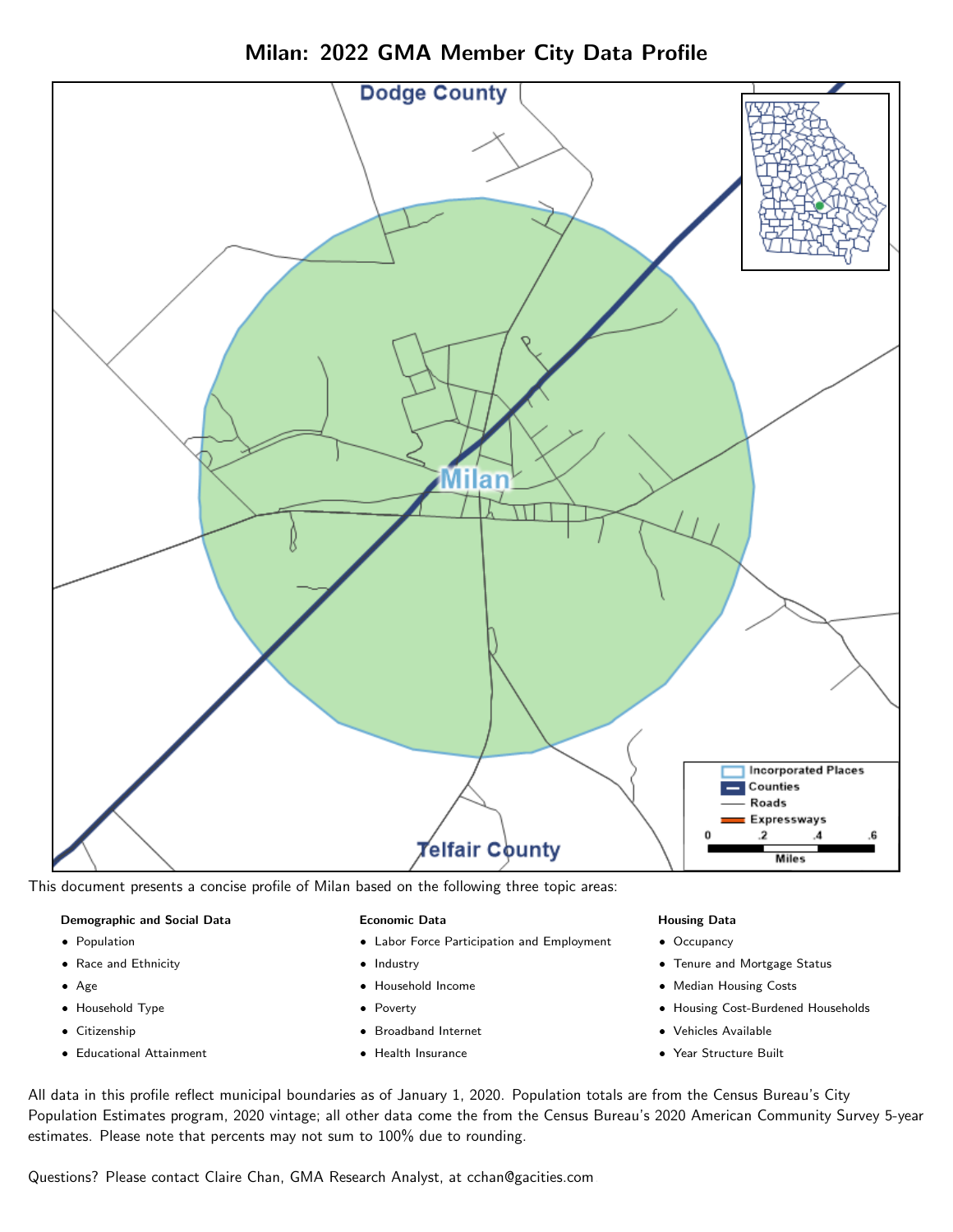# Milan: 2022 GMA Member City Data Profile

This document presents a concise profile of Milan based on the following three topic areas:

**Demographic and Social Data**

- Population
- Race and Ethnicity
- Age
- Household Type
- Citizenship
- Educational Attainment

**Economic Data**

- Labor Force Participation and Employment
- Industry
- Household Income
- Poverty
- Broadband Internet
- Health Insurance

**Housing Data**

- Occupancy
- Tenure and Mortgage Status
- Median Housing Costs
- Housing Cost-Burdened Households
- Vehicles Available
- Year Structure Built

All data in this profile reflect municipal boundaries as of January 1, 2020. Population totals are from the Census Bureau's City Population Estimates program, 2020 vintage; all other data come the from the Census Bureau's 2020 American Community Survey 5-year estimates. Please note that percents may not sum to 100% due to rounding.

Questions? Please contact Claire Chan, GMA Research Analyst, at cchan@gacities.com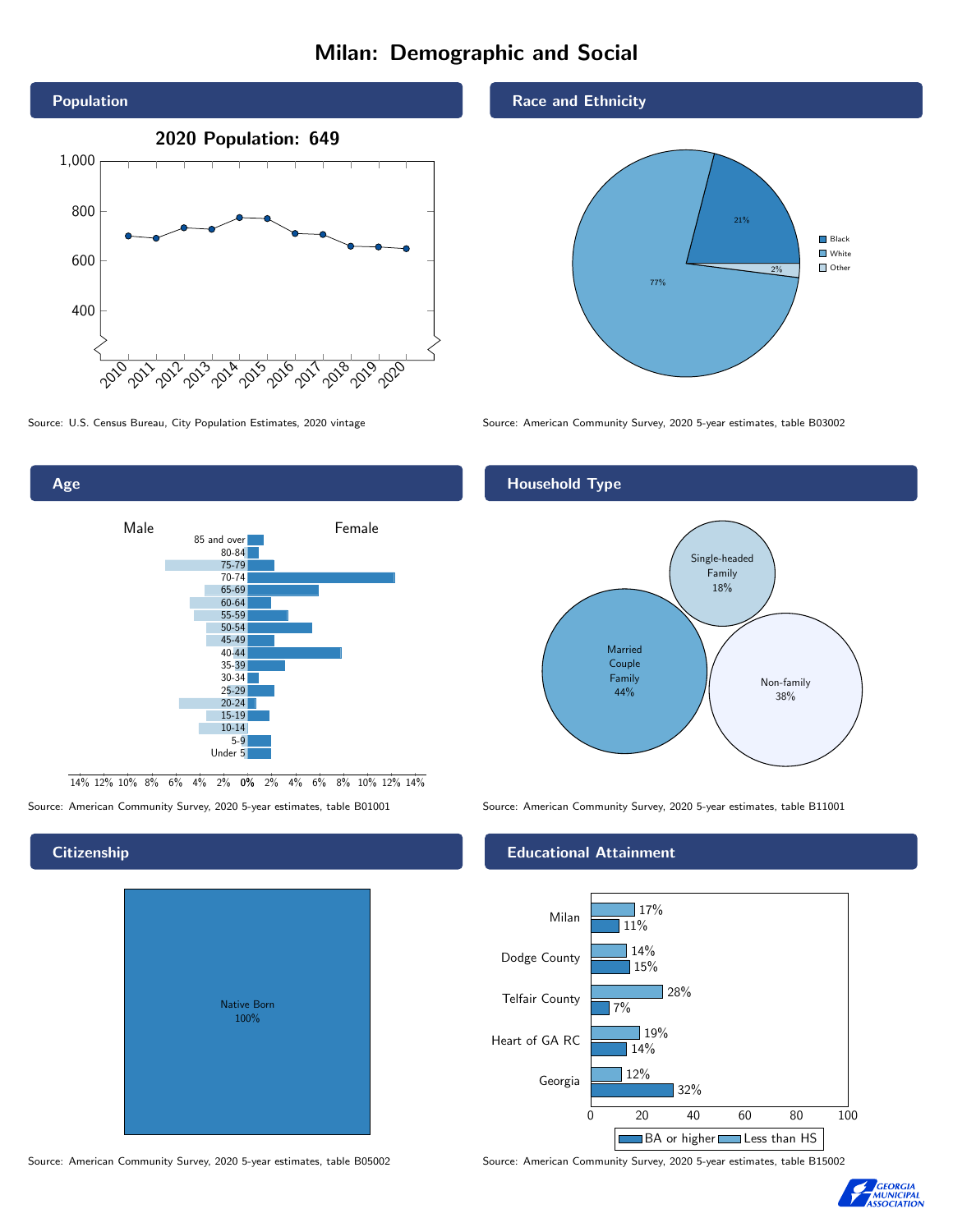# Milan: Demographic and Social

## Population

2020 Population: 649

Source: U.S. Census Bureau, City Population Estimates, 2020 vintage

## Race and Ethnicity

| Race | Percent |
|---|---|
| Black | 21% |
| White | 77% |
| Other | 2% |

Source: American Community Survey, 2020 5-year estimates, table B03002

## Age

Source: American Community Survey, 2020 5-year estimates, table B01001

## Household Type

| Household Type | Percent |
|---|---|
| Married Couple Family | 44% |
| Single-headed Family | 18% |
| Non-family | 38% |

Source: American Community Survey, 2020 5-year estimates, table B11001

## Citizenship

Native Born 100%

Source: American Community Survey, 2020 5-year estimates, table B05002

## Educational Attainment

| Area | Less than HS | BA or higher |
|---|---|---|
| Milan | 17% | 11% |
| Dodge County | 14% | 15% |
| Telfair County | 28% | 7% |
| Heart of GA RC | 19% | 14% |
| Georgia | 12% | 32% |

Source: American Community Survey, 2020 5-year estimates, table B15002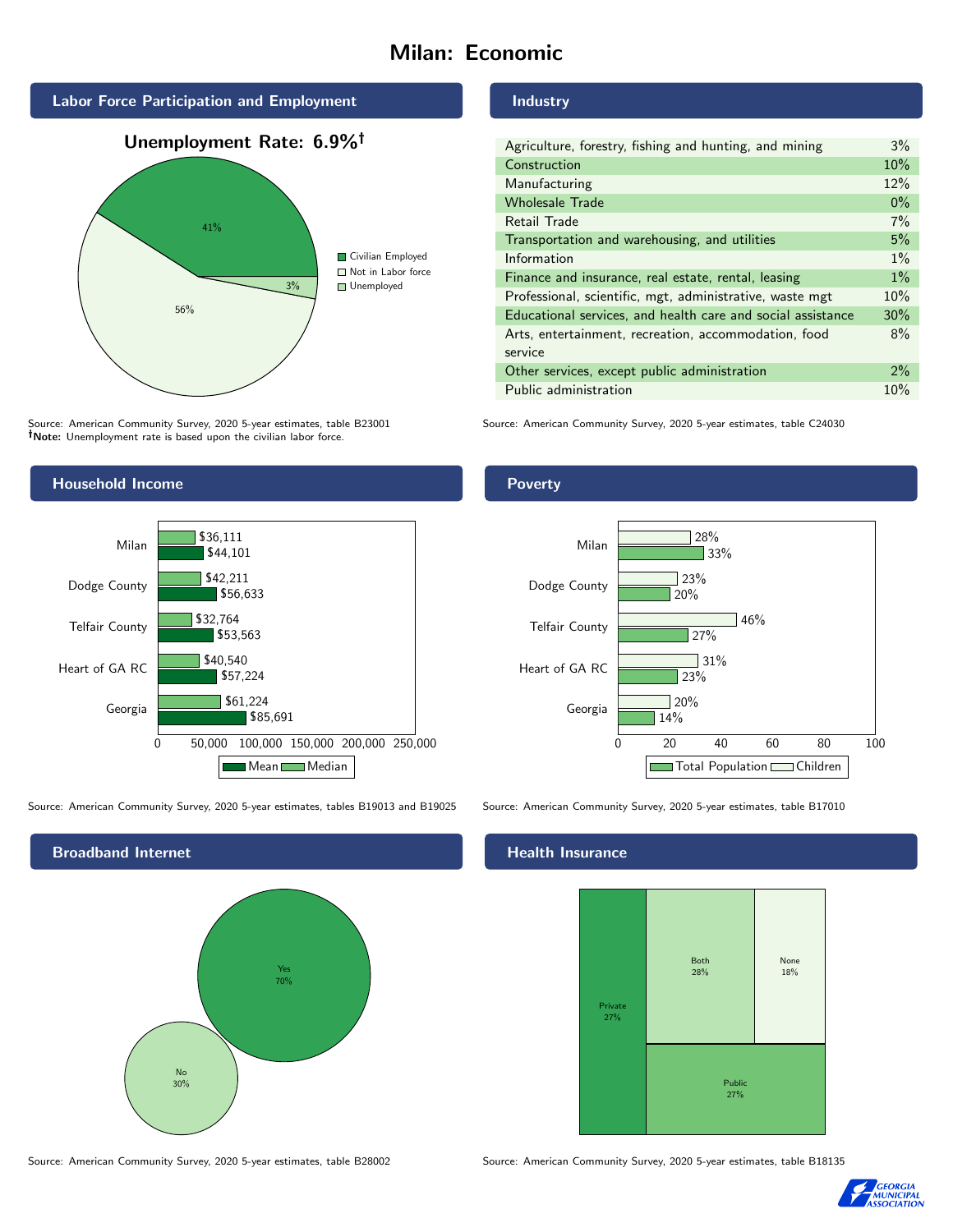# Milan: Economic

## Labor Force Participation and Employment

**Unemployment Rate: 6.9%†**

| Category | Percent |
|---|---|
| Civilian Employed | 41% |
| Not in Labor force | 56% |
| Unemployed | 3% |

Source: American Community Survey, 2020 5-year estimates, table B23001
**†Note:** Unemployment rate is based upon the civilian labor force.

## Industry

| Industry | Percent |
|---|---|
| Agriculture, forestry, fishing and hunting, and mining | 3% |
| Construction | 10% |
| Manufacturing | 12% |
| Wholesale Trade | 0% |
| Retail Trade | 7% |
| Transportation and warehousing, and utilities | 5% |
| Information | 1% |
| Finance and insurance, real estate, rental, leasing | 1% |
| Professional, scientific, mgt, administrative, waste mgt | 10% |
| Educational services, and health care and social assistance | 30% |
| Arts, entertainment, recreation, accommodation, food service | 8% |
| Other services, except public administration | 2% |
| Public administration | 10% |

Source: American Community Survey, 2020 5-year estimates, table C24030

## Household Income

| Area | Median | Mean |
|---|---|---|
| Milan | $36,111 | $44,101 |
| Dodge County | $42,211 | $56,633 |
| Telfair County | $32,764 | $53,563 |
| Heart of GA RC | $40,540 | $57,224 |
| Georgia | $61,224 | $85,691 |

Source: American Community Survey, 2020 5-year estimates, tables B19013 and B19025

## Poverty

| Area | Children | Total Population |
|---|---|---|
| Milan | 28% | 33% |
| Dodge County | 23% | 20% |
| Telfair County | 46% | 27% |
| Heart of GA RC | 31% | 23% |
| Georgia | 20% | 14% |

Source: American Community Survey, 2020 5-year estimates, table B17010

## Broadband Internet

| Response | Percent |
|---|---|
| Yes | 70% |
| No | 30% |

Source: American Community Survey, 2020 5-year estimates, table B28002

## Health Insurance

| Type | Percent |
|---|---|
| Private | 27% |
| Both | 28% |
| None | 18% |
| Public | 27% |

Source: American Community Survey, 2020 5-year estimates, table B18135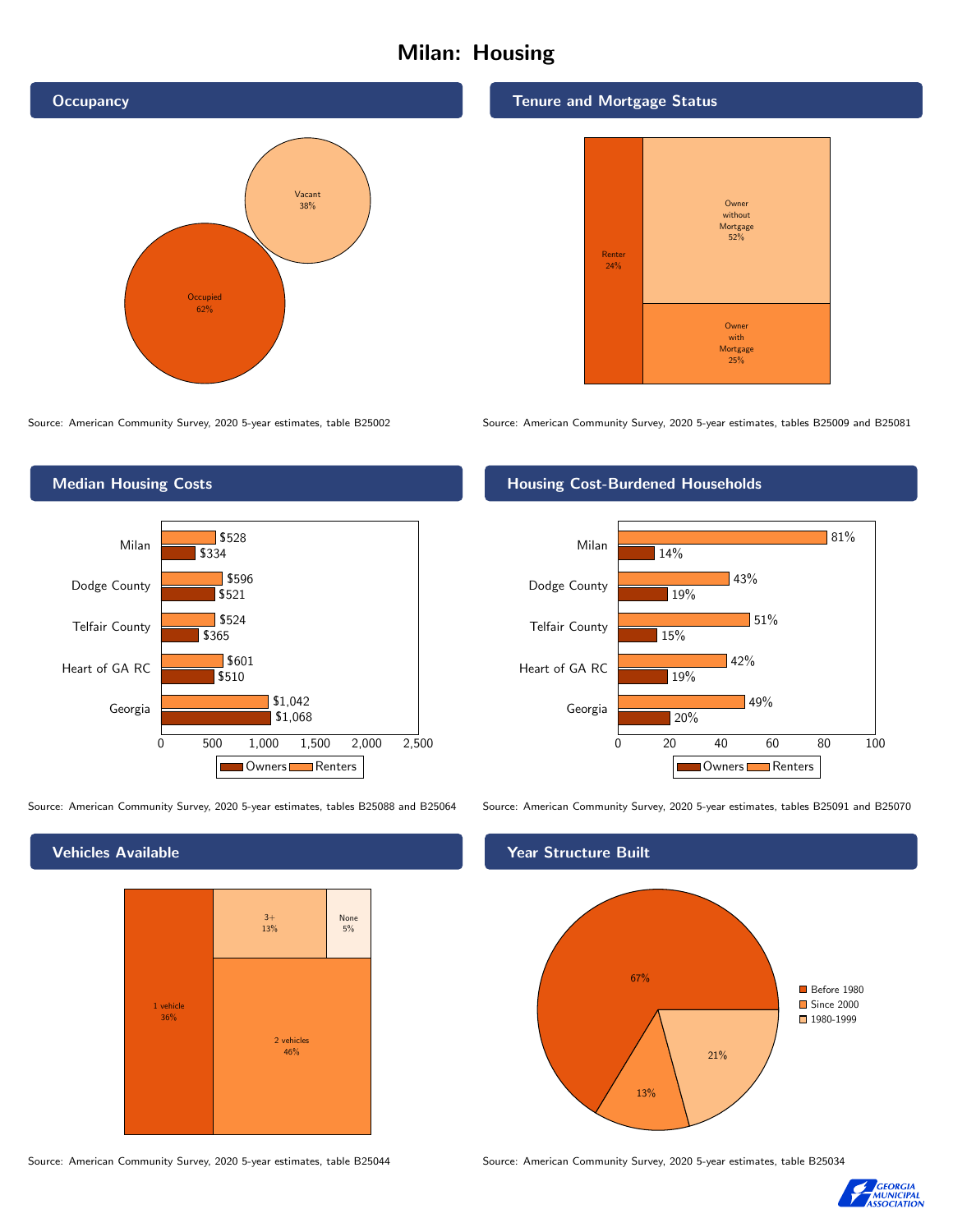# Milan: Housing

## Occupancy

Vacant
38%

Occupied
62%

Source: American Community Survey, 2020 5-year estimates, table B25002

## Tenure and Mortgage Status

Renter
24%

Owner
without
Mortgage
52%

Owner
with
Mortgage
25%

Source: American Community Survey, 2020 5-year estimates, tables B25009 and B25081

## Median Housing Costs

Milan
$528
$334

Dodge County
$596
$521

Telfair County
$524
$365

Heart of GA RC
$601
$510

Georgia
$1,042
$1,068

0 500 1,000 1,500 2,000 2,500

Owners Renters

Source: American Community Survey, 2020 5-year estimates, tables B25088 and B25064

## Housing Cost-Burdened Households

Milan
81%
14%

Dodge County
43%
19%

Telfair County
51%
15%

Heart of GA RC
42%
19%

Georgia
49%
20%

0 20 40 60 80 100

Owners Renters

Source: American Community Survey, 2020 5-year estimates, tables B25091 and B25070

## Vehicles Available

1 vehicle
36%

3+
13%

None
5%

2 vehicles
46%

Source: American Community Survey, 2020 5-year estimates, table B25044

## Year Structure Built

67%

13%

21%

Before 1980
Since 2000
1980-1999

Source: American Community Survey, 2020 5-year estimates, table B25034